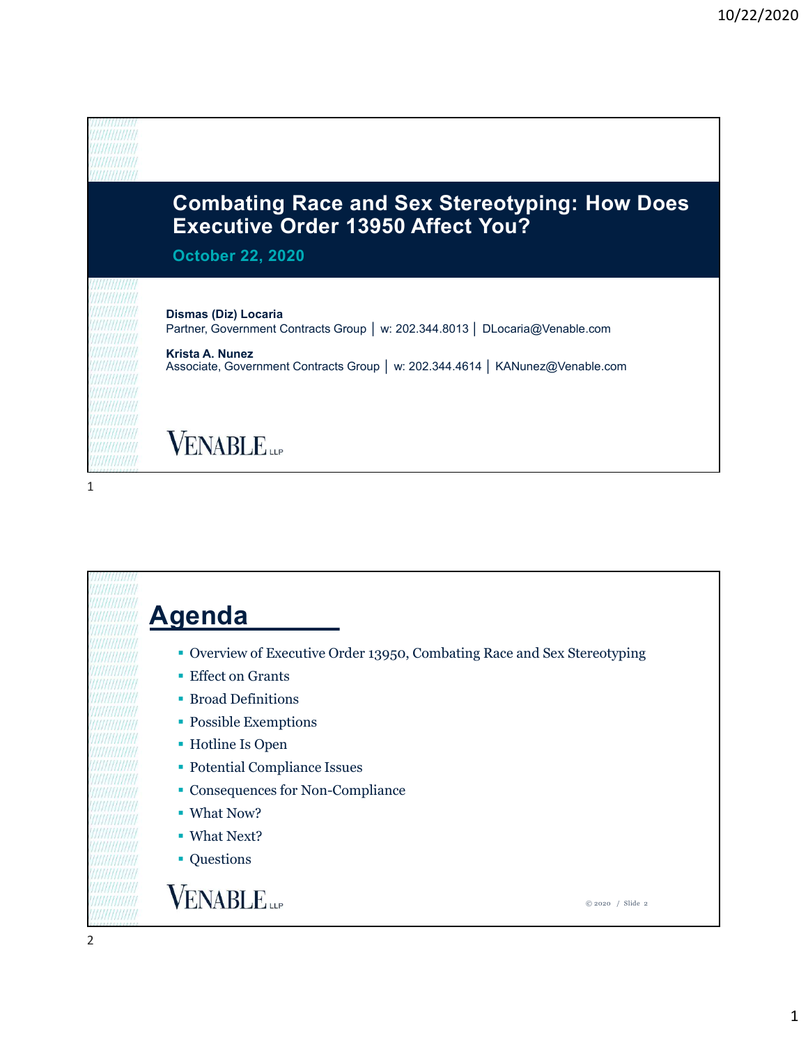# Combating Race and Sex Stereotyping: How Does Executive Order 13950 Affect You?

**October 22, 2020**

**Dismas (Diz) Locaria**
Partner, Government Contracts Group │ w: 202.344.8013 │ DLocaria@Venable.com

**Krista A. Nunez**
Associate, Government Contracts Group │ w: 202.344.4614 │ KANunez@Venable.com

VENABLE LLP

## Agenda

- Overview of Executive Order 13950, Combating Race and Sex Stereotyping
- Effect on Grants
- Broad Definitions
- Possible Exemptions
- Hotline Is Open
- Potential Compliance Issues
- Consequences for Non-Compliance
- What Now?
- What Next?
- Questions

VENABLE LLP

© 2020 / Slide 2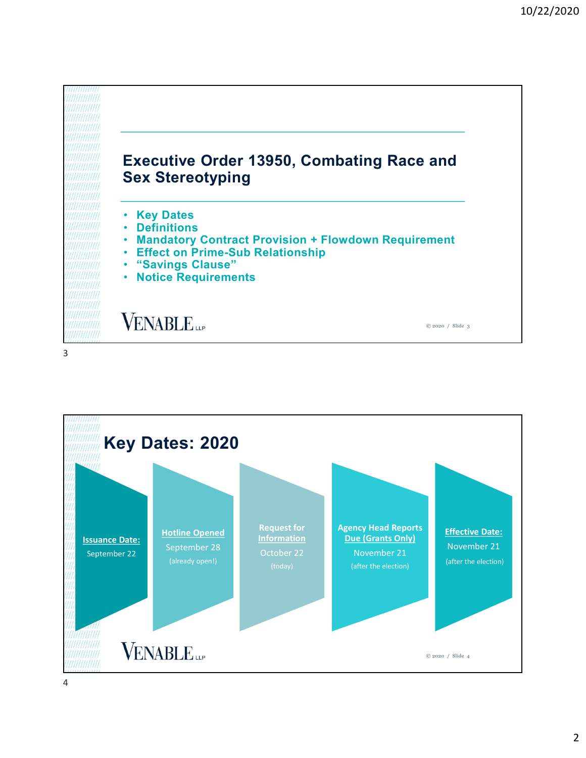## Executive Order 13950, Combating Race and Sex Stereotyping

- Key Dates
- Definitions
- Mandatory Contract Provision + Flowdown Requirement
- Effect on Prime-Sub Relationship
- "Savings Clause"
- Notice Requirements

VENABLE LLP

© 2020 / Slide 3

## Key Dates: 2020

**Issuance Date:**
September 22

**Hotline Opened**
September 28
(already open!)

**Request for Information**
October 22
(today)

**Agency Head Reports Due (Grants Only)**
November 21
(after the election)

**Effective Date:**
November 21
(after the election)

VENABLE LLP

© 2020 / Slide 4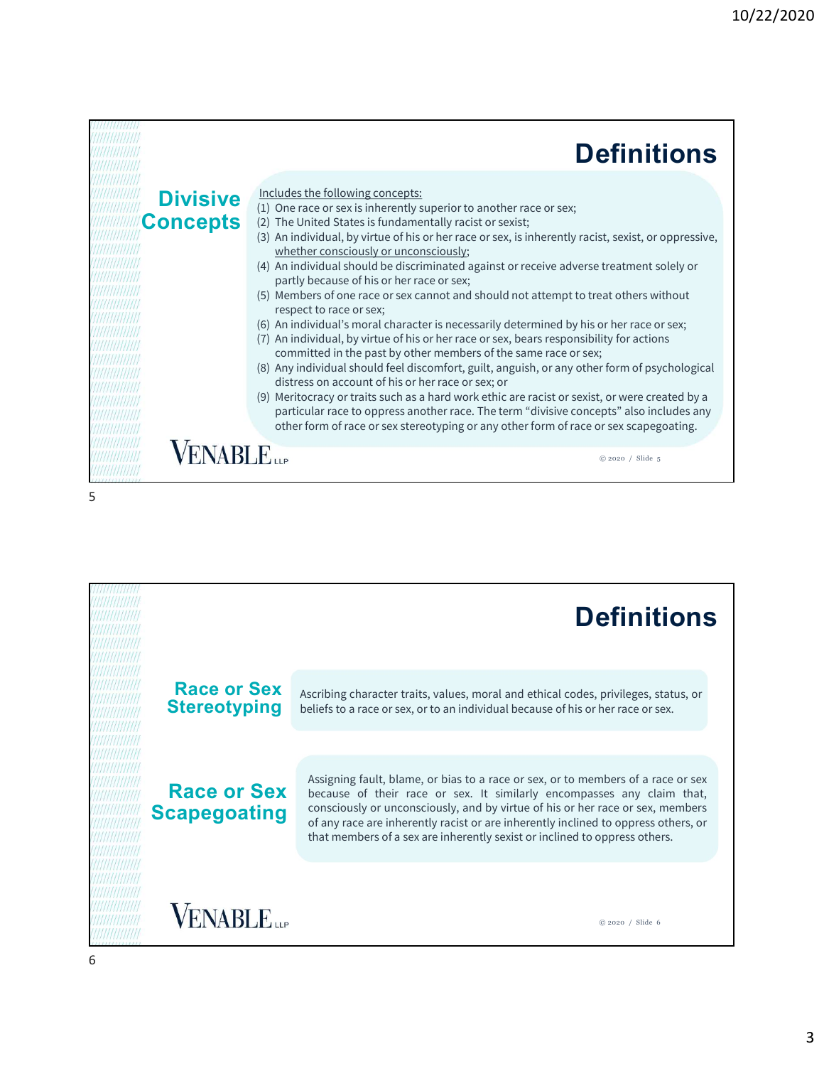## Definitions

### Divisive Concepts

Includes the following concepts:

(1) One race or sex is inherently superior to another race or sex;
(2) The United States is fundamentally racist or sexist;
(3) An individual, by virtue of his or her race or sex, is inherently racist, sexist, or oppressive, whether consciously or unconsciously;
(4) An individual should be discriminated against or receive adverse treatment solely or partly because of his or her race or sex;
(5) Members of one race or sex cannot and should not attempt to treat others without respect to race or sex;
(6) An individual's moral character is necessarily determined by his or her race or sex;
(7) An individual, by virtue of his or her race or sex, bears responsibility for actions committed in the past by other members of the same race or sex;
(8) Any individual should feel discomfort, guilt, anguish, or any other form of psychological distress on account of his or her race or sex; or
(9) Meritocracy or traits such as a hard work ethic are racist or sexist, or were created by a particular race to oppress another race. The term "divisive concepts" also includes any other form of race or sex stereotyping or any other form of race or sex scapegoating.

VENABLE LLP

© 2020 / Slide 5

## Definitions

### Race or Sex Stereotyping

Ascribing character traits, values, moral and ethical codes, privileges, status, or beliefs to a race or sex, or to an individual because of his or her race or sex.

### Race or Sex Scapegoating

Assigning fault, blame, or bias to a race or sex, or to members of a race or sex because of their race or sex. It similarly encompasses any claim that, consciously or unconsciously, and by virtue of his or her race or sex, members of any race are inherently racist or are inherently inclined to oppress others, or that members of a sex are inherently sexist or inclined to oppress others.

VENABLE LLP

© 2020 / Slide 6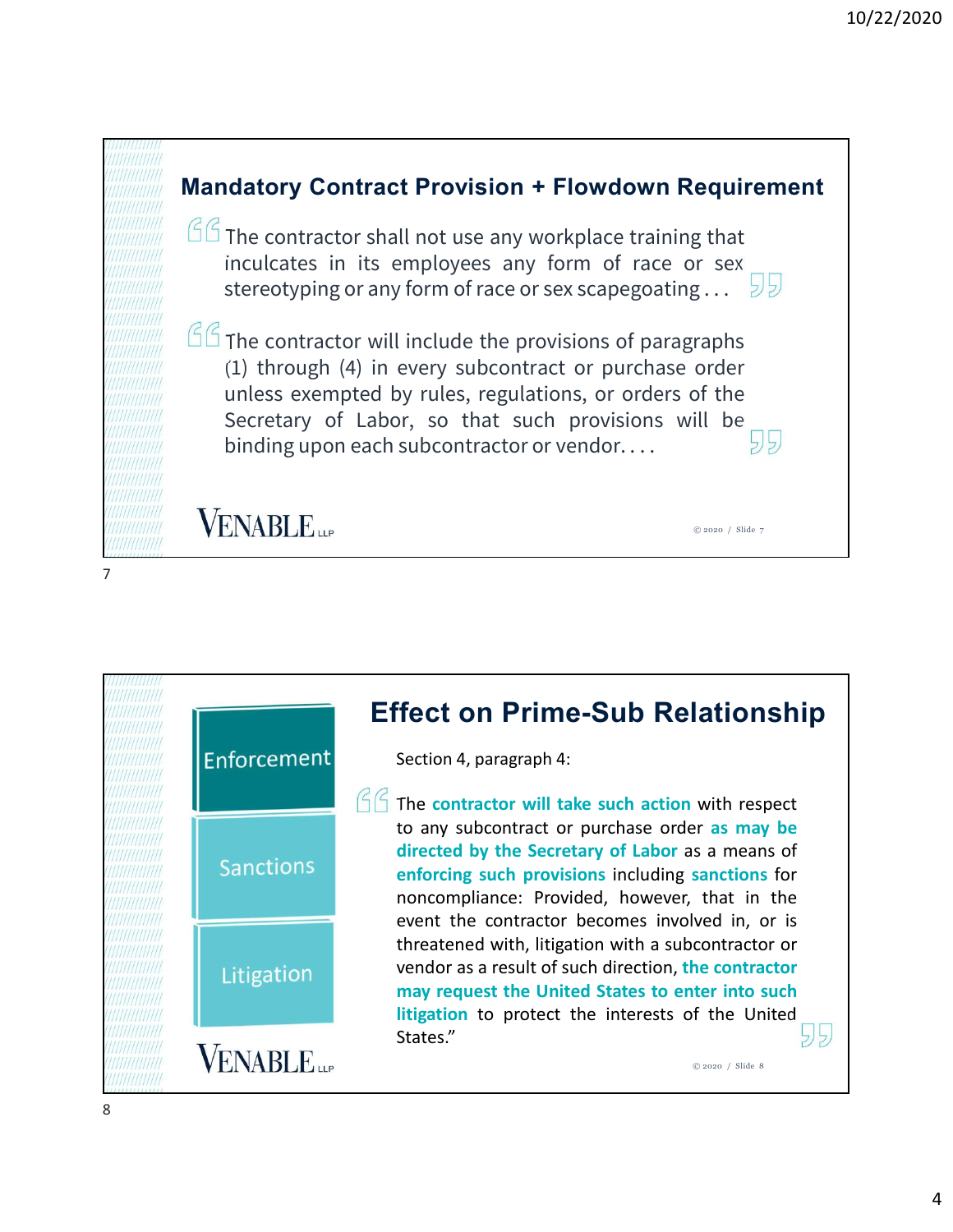## Mandatory Contract Provision + Flowdown Requirement

> The contractor shall not use any workplace training that inculcates in its employees any form of race or sex stereotyping or any form of race or sex scapegoating . . .

> The contractor will include the provisions of paragraphs (1) through (4) in every subcontract or purchase order unless exempted by rules, regulations, or orders of the Secretary of Labor, so that such provisions will be binding upon each subcontractor or vendor. . . .

VENABLE LLP

© 2020 / Slide 7

## Effect on Prime-Sub Relationship

Enforcement

Sanctions

Litigation

Section 4, paragraph 4:

> The **contractor will take such action** with respect to any subcontract or purchase order **as may be directed by the Secretary of Labor** as a means of **enforcing such provisions** including **sanctions** for noncompliance: Provided, however, that in the event the contractor becomes involved in, or is threatened with, litigation with a subcontractor or vendor as a result of such direction, **the contractor may request the United States to enter into such litigation** to protect the interests of the United States."

VENABLE LLP

© 2020 / Slide 8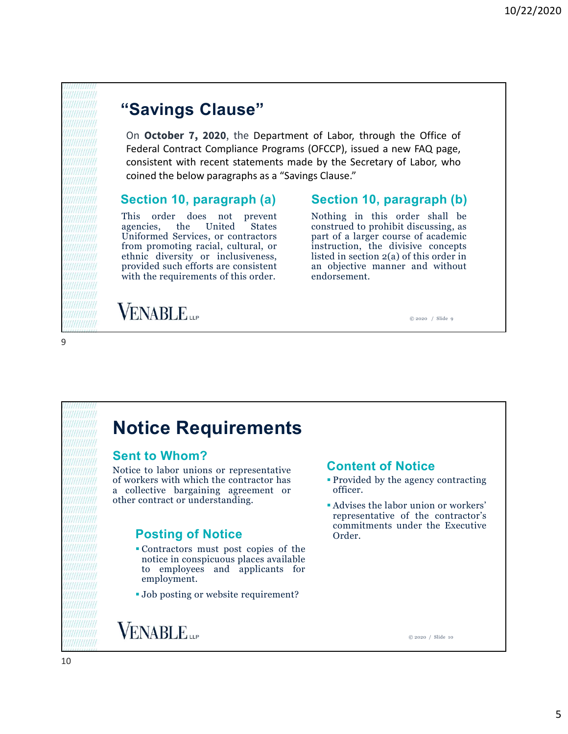# "Savings Clause"

On **October 7, 2020**, the Department of Labor, through the Office of Federal Contract Compliance Programs (OFCCP), issued a new FAQ page, consistent with recent statements made by the Secretary of Labor, who coined the below paragraphs as a "Savings Clause."

## Section 10, paragraph (a)

This order does not prevent agencies, the United States Uniformed Services, or contractors from promoting racial, cultural, or ethnic diversity or inclusiveness, provided such efforts are consistent with the requirements of this order.

## Section 10, paragraph (b)

Nothing in this order shall be construed to prohibit discussing, as part of a larger course of academic instruction, the divisive concepts listed in section 2(a) of this order in an objective manner and without endorsement.

VENABLE LLP

© 2020 / Slide 9

# Notice Requirements

## Sent to Whom?

Notice to labor unions or representative of workers with which the contractor has a collective bargaining agreement or other contract or understanding.

## Posting of Notice

- Contractors must post copies of the notice in conspicuous places available to employees and applicants for employment.
- Job posting or website requirement?

## Content of Notice

- Provided by the agency contracting officer.
- Advises the labor union or workers' representative of the contractor's commitments under the Executive Order.

VENABLE LLP

© 2020 / Slide 10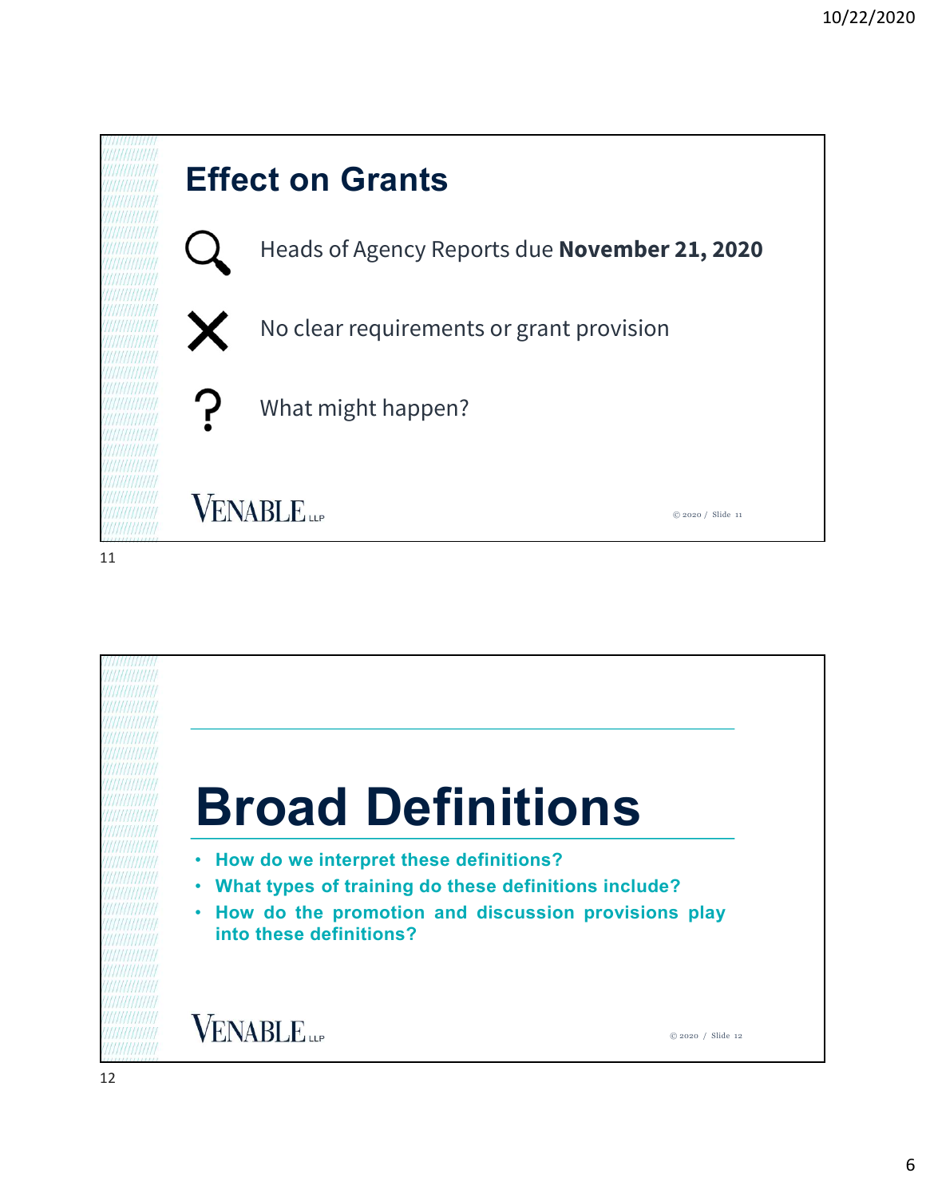## Effect on Grants

- Heads of Agency Reports due **November 21, 2020**
- No clear requirements or grant provision
- What might happen?

VENABLE LLP

© 2020 / Slide 11

## Broad Definitions

- How do we interpret these definitions?
- What types of training do these definitions include?
- How do the promotion and discussion provisions play into these definitions?

VENABLE LLP

© 2020 / Slide 12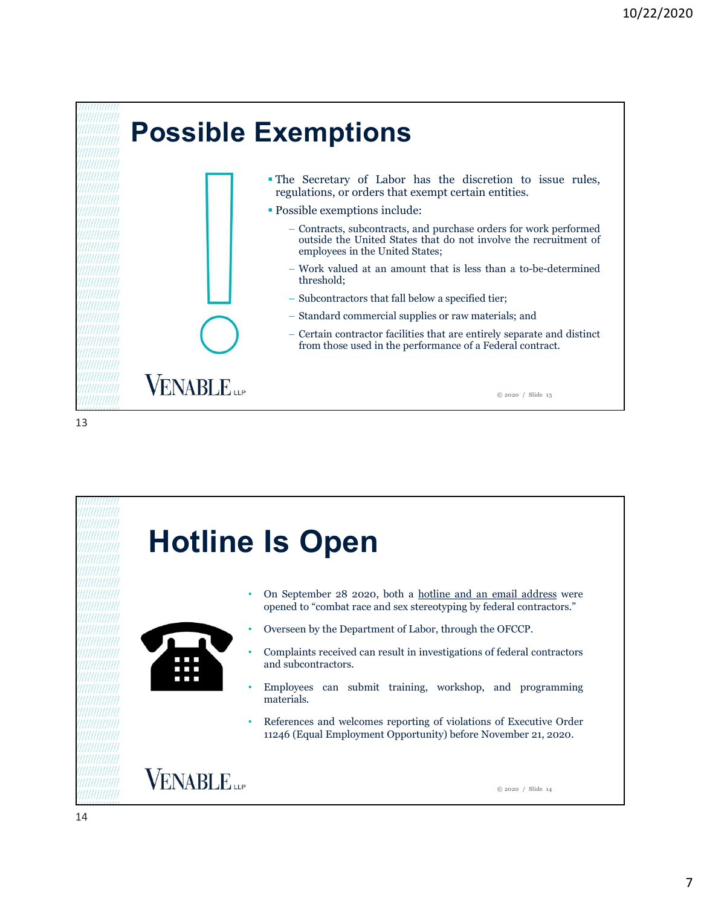# Possible Exemptions

- The Secretary of Labor has the discretion to issue rules, regulations, or orders that exempt certain entities.
- Possible exemptions include:
  - Contracts, subcontracts, and purchase orders for work performed outside the United States that do not involve the recruitment of employees in the United States;
  - Work valued at an amount that is less than a to-be-determined threshold;
  - Subcontractors that fall below a specified tier;
  - Standard commercial supplies or raw materials; and
  - Certain contractor facilities that are entirely separate and distinct from those used in the performance of a Federal contract.

# Hotline Is Open

- On September 28 2020, both a hotline and an email address were opened to "combat race and sex stereotyping by federal contractors."
- Overseen by the Department of Labor, through the OFCCP.
- Complaints received can result in investigations of federal contractors and subcontractors.
- Employees can submit training, workshop, and programming materials.
- References and welcomes reporting of violations of Executive Order 11246 (Equal Employment Opportunity) before November 21, 2020.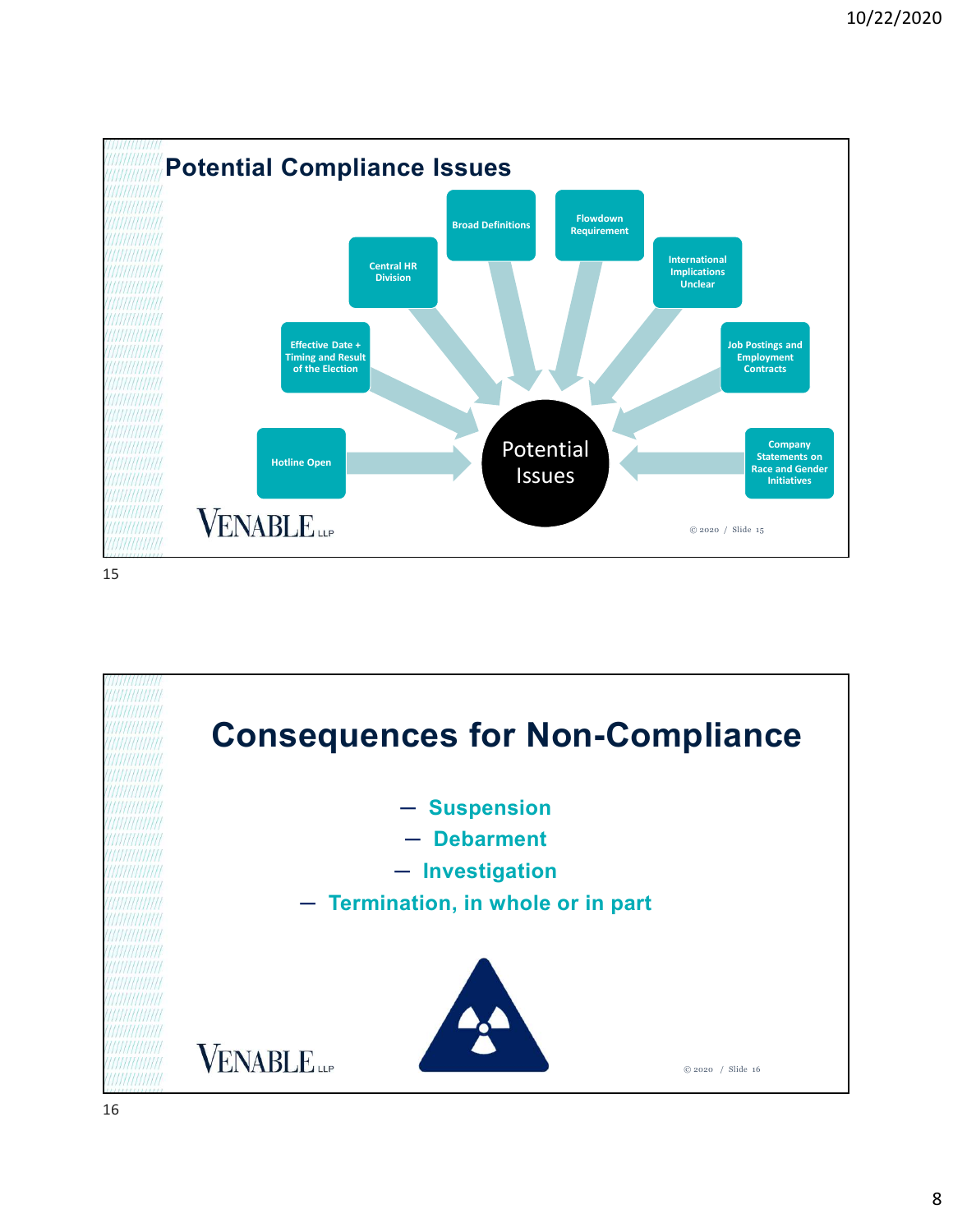## Potential Compliance Issues

Potential Issues

- Hotline Open
- Effective Date + Timing and Result of the Election
- Central HR Division
- Broad Definitions
- Flowdown Requirement
- International Implications Unclear
- Job Postings and Employment Contracts
- Company Statements on Race and Gender Initiatives

## Consequences for Non-Compliance

- Suspension
- Debarment
- Investigation
- Termination, in whole or in part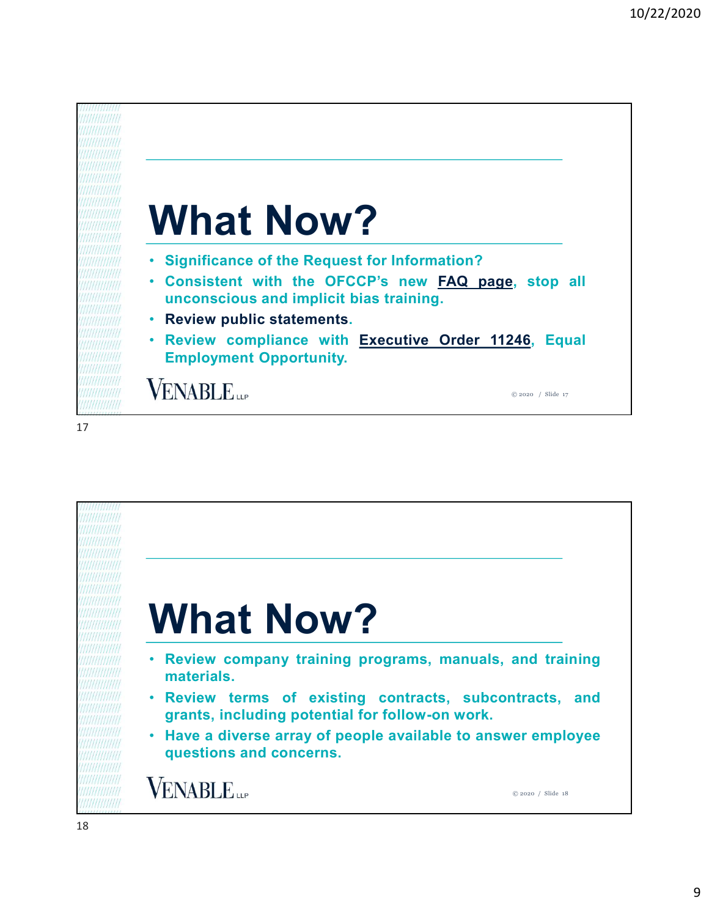# What Now?

- **Significance of the Request for Information?**
- **Consistent with the OFCCP's new FAQ page, stop all unconscious and implicit bias training.**
- **Review public statements.**
- **Review compliance with Executive Order 11246, Equal Employment Opportunity.**

VENABLE LLP

© 2020 / Slide 17

# What Now?

- **Review company training programs, manuals, and training materials.**
- **Review terms of existing contracts, subcontracts, and grants, including potential for follow-on work.**
- **Have a diverse array of people available to answer employee questions and concerns.**

VENABLE LLP

© 2020 / Slide 18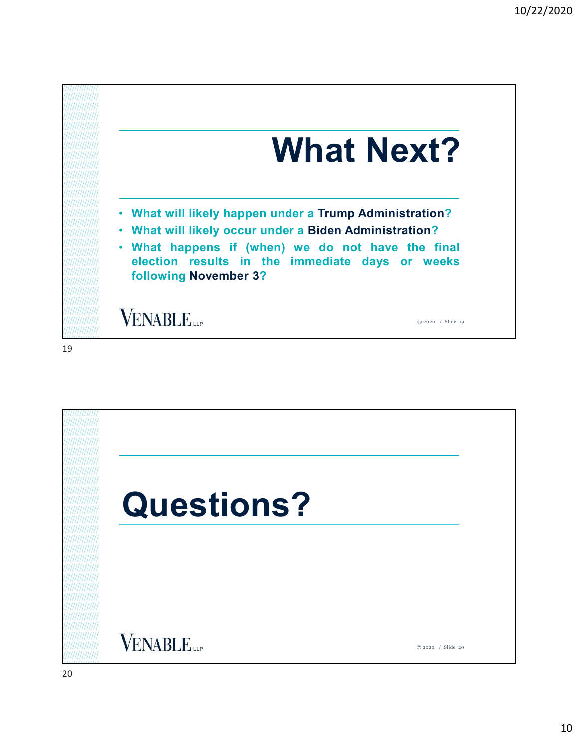# What Next?

- What will likely happen under a **Trump Administration**?
- What will likely occur under a **Biden Administration**?
- What happens if (when) we do not have the final election results in the immediate days or weeks following **November 3**?

VENABLE LLP

© 2020 / Slide 19

# Questions?

VENABLE LLP

© 2020 / Slide 20